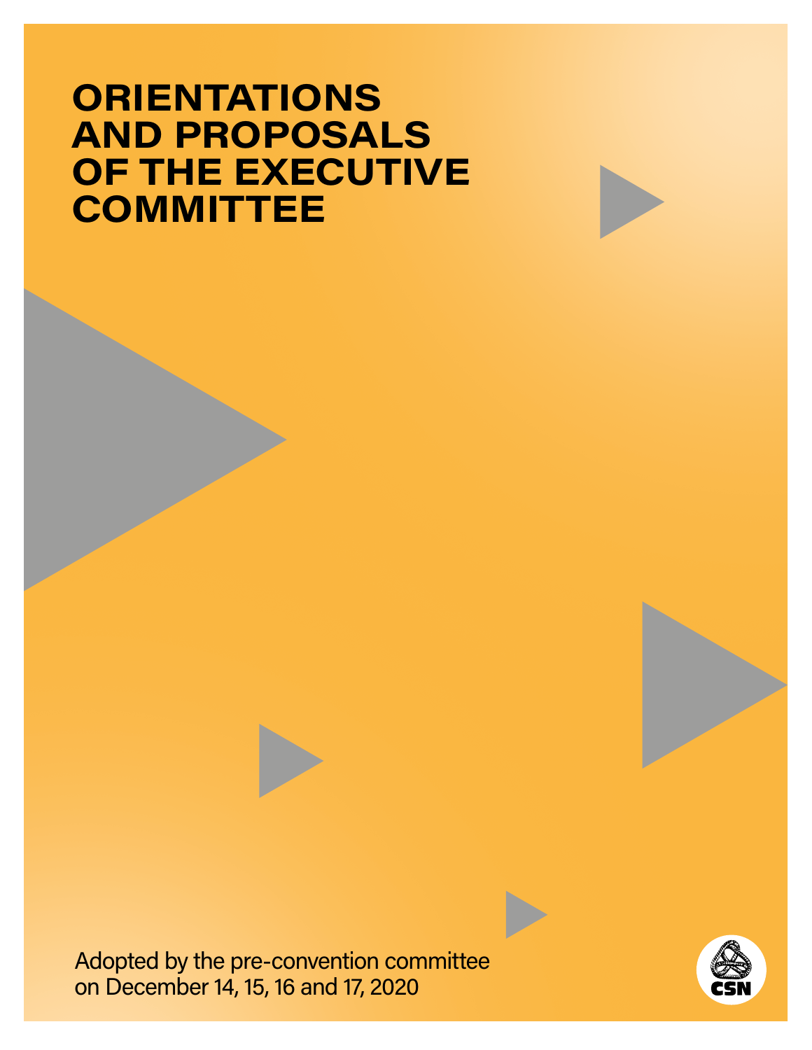# ORIENTATIONS AND PROPOSALS OF THE EXECUTIVE COMMITTEE

Adopted by the pre-convention committee on December 14, 15, 16 and 17, 2020

CSN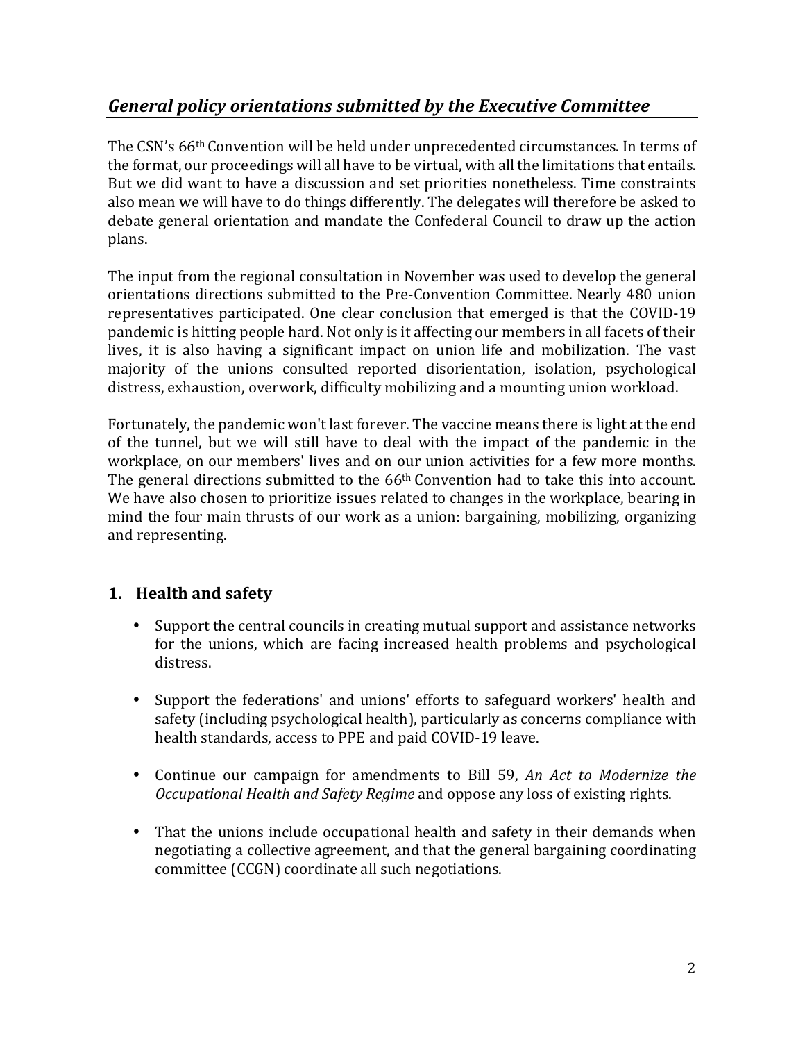## *General policy orientations submitted by the Executive Committee*

The CSN's 66th Convention will be held under unprecedented circumstances. In terms of the format, our proceedings will all have to be virtual, with all the limitations that entails. But we did want to have a discussion and set priorities nonetheless. Time constraints also mean we will have to do things differently. The delegates will therefore be asked to debate general orientation and mandate the Confederal Council to draw up the action plans.

The input from the regional consultation in November was used to develop the general orientations directions submitted to the Pre-Convention Committee. Nearly 480 union representatives participated. One clear conclusion that emerged is that the COVID-19 pandemic is hitting people hard. Not only is it affecting our members in all facets of their lives, it is also having a significant impact on union life and mobilization. The vast majority of the unions consulted reported disorientation, isolation, psychological distress, exhaustion, overwork, difficulty mobilizing and a mounting union workload.

Fortunately, the pandemic won't last forever. The vaccine means there is light at the end of the tunnel, but we will still have to deal with the impact of the pandemic in the workplace, on our members' lives and on our union activities for a few more months. The general directions submitted to the 66th Convention had to take this into account. We have also chosen to prioritize issues related to changes in the workplace, bearing in mind the four main thrusts of our work as a union: bargaining, mobilizing, organizing and representing.

### 1. Health and safety

- Support the central councils in creating mutual support and assistance networks for the unions, which are facing increased health problems and psychological distress.
- Support the federations' and unions' efforts to safeguard workers' health and safety (including psychological health), particularly as concerns compliance with health standards, access to PPE and paid COVID-19 leave.
- Continue our campaign for amendments to Bill 59, *An Act to Modernize the Occupational Health and Safety Regime* and oppose any loss of existing rights.
- That the unions include occupational health and safety in their demands when negotiating a collective agreement, and that the general bargaining coordinating committee (CCGN) coordinate all such negotiations.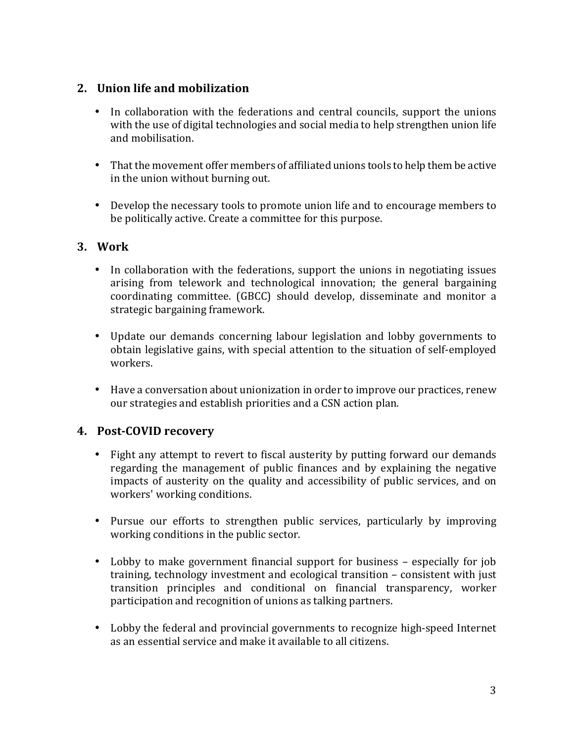## 2. Union life and mobilization

- In collaboration with the federations and central councils, support the unions with the use of digital technologies and social media to help strengthen union life and mobilisation.

- That the movement offer members of affiliated unions tools to help them be active in the union without burning out.

- Develop the necessary tools to promote union life and to encourage members to be politically active. Create a committee for this purpose.

## 3. Work

- In collaboration with the federations, support the unions in negotiating issues arising from telework and technological innovation; the general bargaining coordinating committee. (GBCC) should develop, disseminate and monitor a strategic bargaining framework.

- Update our demands concerning labour legislation and lobby governments to obtain legislative gains, with special attention to the situation of self-employed workers.

- Have a conversation about unionization in order to improve our practices, renew our strategies and establish priorities and a CSN action plan.

## 4. Post-COVID recovery

- Fight any attempt to revert to fiscal austerity by putting forward our demands regarding the management of public finances and by explaining the negative impacts of austerity on the quality and accessibility of public services, and on workers' working conditions.

- Pursue our efforts to strengthen public services, particularly by improving working conditions in the public sector.

- Lobby to make government financial support for business – especially for job training, technology investment and ecological transition – consistent with just transition principles and conditional on financial transparency, worker participation and recognition of unions as talking partners.

- Lobby the federal and provincial governments to recognize high-speed Internet as an essential service and make it available to all citizens.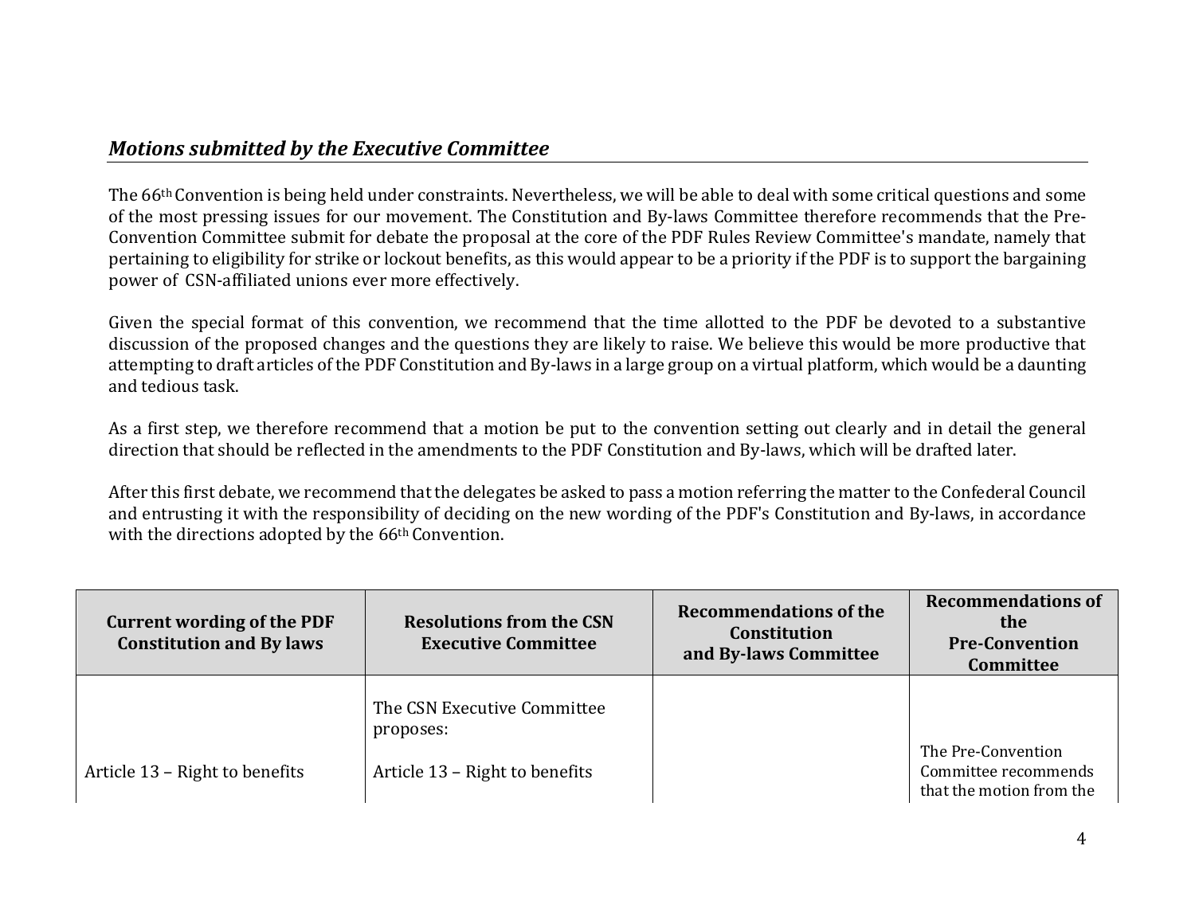## *Motions submitted by the Executive Committee*

The 66th Convention is being held under constraints. Nevertheless, we will be able to deal with some critical questions and some of the most pressing issues for our movement. The Constitution and By-laws Committee therefore recommends that the Pre-Convention Committee submit for debate the proposal at the core of the PDF Rules Review Committee's mandate, namely that pertaining to eligibility for strike or lockout benefits, as this would appear to be a priority if the PDF is to support the bargaining power of CSN-affiliated unions ever more effectively.

Given the special format of this convention, we recommend that the time allotted to the PDF be devoted to a substantive discussion of the proposed changes and the questions they are likely to raise. We believe this would be more productive that attempting to draft articles of the PDF Constitution and By-laws in a large group on a virtual platform, which would be a daunting and tedious task.

As a first step, we therefore recommend that a motion be put to the convention setting out clearly and in detail the general direction that should be reflected in the amendments to the PDF Constitution and By-laws, which will be drafted later.

After this first debate, we recommend that the delegates be asked to pass a motion referring the matter to the Confederal Council and entrusting it with the responsibility of deciding on the new wording of the PDF's Constitution and By-laws, in accordance with the directions adopted by the 66th Convention.

| Current wording of the PDF Constitution and By laws | Resolutions from the CSN Executive Committee | Recommendations of the Constitution and By-laws Committee | Recommendations of the Pre-Convention Committee |
|---|---|---|---|
| Article 13 – Right to benefits | The CSN Executive Committee proposes:<br><br>Article 13 – Right to benefits | | The Pre-Convention Committee recommends that the motion from the |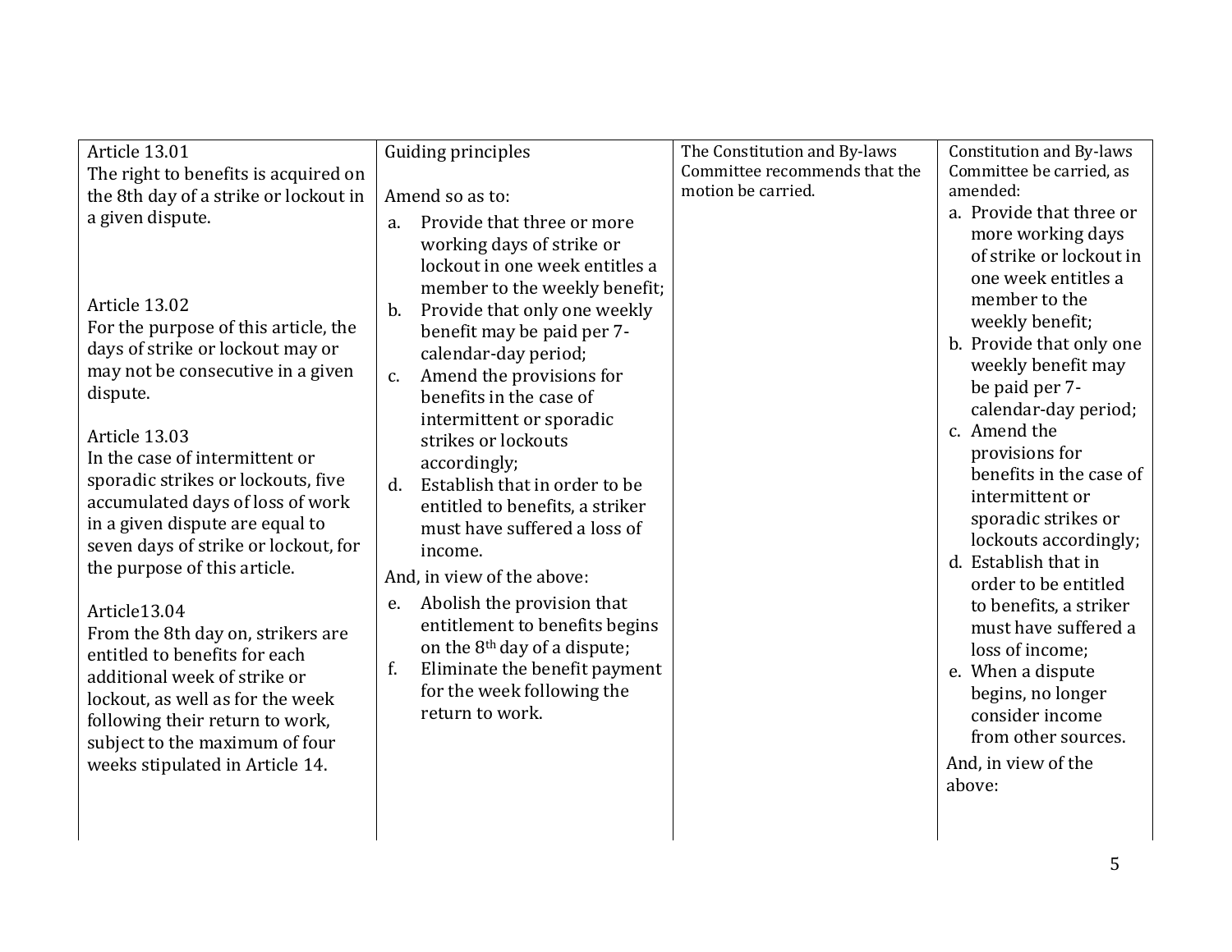| | | | |
|---|---|---|---|
| Article 13.01<br>The right to benefits is acquired on the 8th day of a strike or lockout in a given dispute.<br><br>Article 13.02<br>For the purpose of this article, the days of strike or lockout may or may not be consecutive in a given dispute.<br><br>Article 13.03<br>In the case of intermittent or sporadic strikes or lockouts, five accumulated days of loss of work in a given dispute are equal to seven days of strike or lockout, for the purpose of this article.<br><br>Article13.04<br>From the 8th day on, strikers are entitled to benefits for each additional week of strike or lockout, as well as for the week following their return to work, subject to the maximum of four weeks stipulated in Article 14. | Guiding principles<br><br>Amend so as to:<br>a. Provide that three or more working days of strike or lockout in one week entitles a member to the weekly benefit;<br>b. Provide that only one weekly benefit may be paid per 7-calendar-day period;<br>c. Amend the provisions for benefits in the case of intermittent or sporadic strikes or lockouts accordingly;<br>d. Establish that in order to be entitled to benefits, a striker must have suffered a loss of income.<br>And, in view of the above:<br>e. Abolish the provision that entitlement to benefits begins on the 8th day of a dispute;<br>f. Eliminate the benefit payment for the week following the return to work. | The Constitution and By-laws Committee recommends that the motion be carried. | Constitution and By-laws Committee be carried, as amended:<br>a. Provide that three or more working days of strike or lockout in one week entitles a member to the weekly benefit;<br>b. Provide that only one weekly benefit may be paid per 7-calendar-day period;<br>c. Amend the provisions for benefits in the case of intermittent or sporadic strikes or lockouts accordingly;<br>d. Establish that in order to be entitled to benefits, a striker must have suffered a loss of income;<br>e. When a dispute begins, no longer consider income from other sources.<br>And, in view of the above: |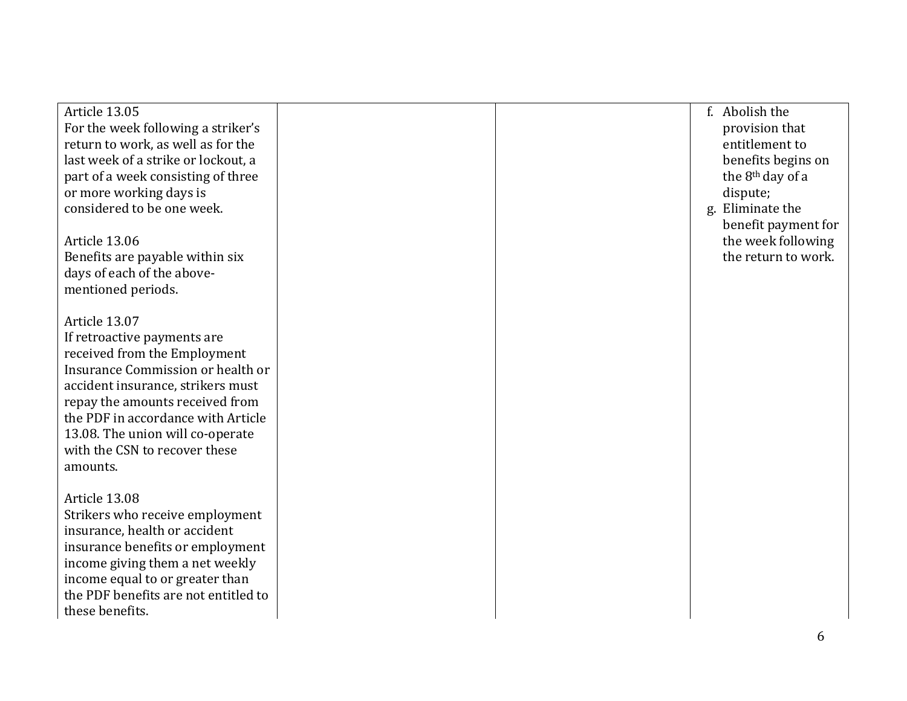| | | | |
|---|---|---|---|
| Article 13.05<br>For the week following a striker's return to work, as well as for the last week of a strike or lockout, a part of a week consisting of three or more working days is considered to be one week.<br><br>Article 13.06<br>Benefits are payable within six days of each of the above-mentioned periods.<br><br>Article 13.07<br>If retroactive payments are received from the Employment Insurance Commission or health or accident insurance, strikers must repay the amounts received from the PDF in accordance with Article 13.08. The union will co-operate with the CSN to recover these amounts.<br><br>Article 13.08<br>Strikers who receive employment insurance, health or accident insurance benefits or employment income giving them a net weekly income equal to or greater than the PDF benefits are not entitled to these benefits. | | | f. Abolish the provision that entitlement to benefits begins on the 8th day of a dispute;<br>g. Eliminate the benefit payment for the week following the return to work. |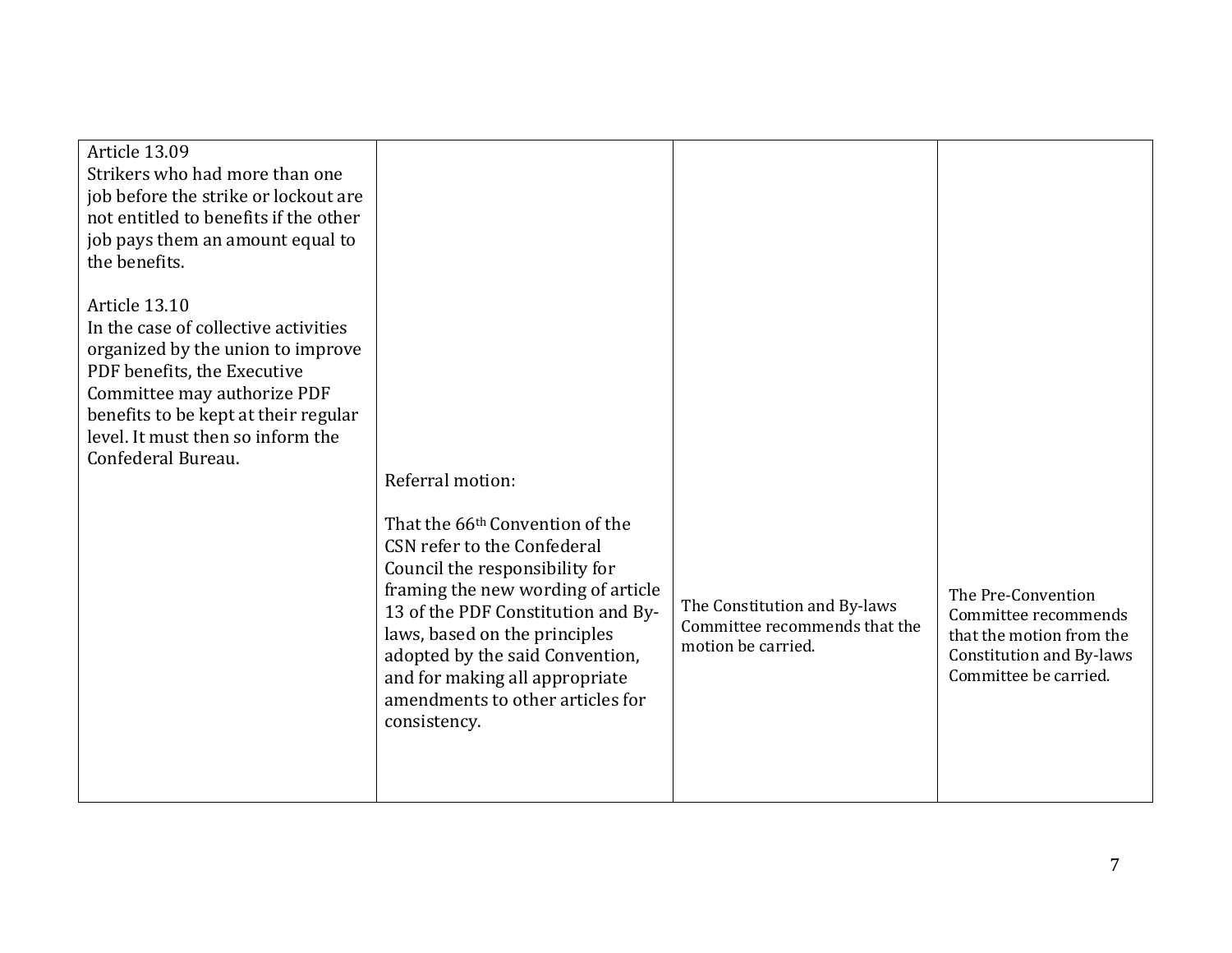| | | | |
|---|---|---|---|
| Article 13.09<br>Strikers who had more than one job before the strike or lockout are not entitled to benefits if the other job pays them an amount equal to the benefits.<br><br>Article 13.10<br>In the case of collective activities organized by the union to improve PDF benefits, the Executive Committee may authorize PDF benefits to be kept at their regular level. It must then so inform the Confederal Bureau. | Referral motion:<br><br>That the 66th Convention of the CSN refer to the Confederal Council the responsibility for framing the new wording of article 13 of the PDF Constitution and By-laws, based on the principles adopted by the said Convention, and for making all appropriate amendments to other articles for consistency. | The Constitution and By-laws Committee recommends that the motion be carried. | The Pre-Convention Committee recommends that the motion from the Constitution and By-laws Committee be carried. |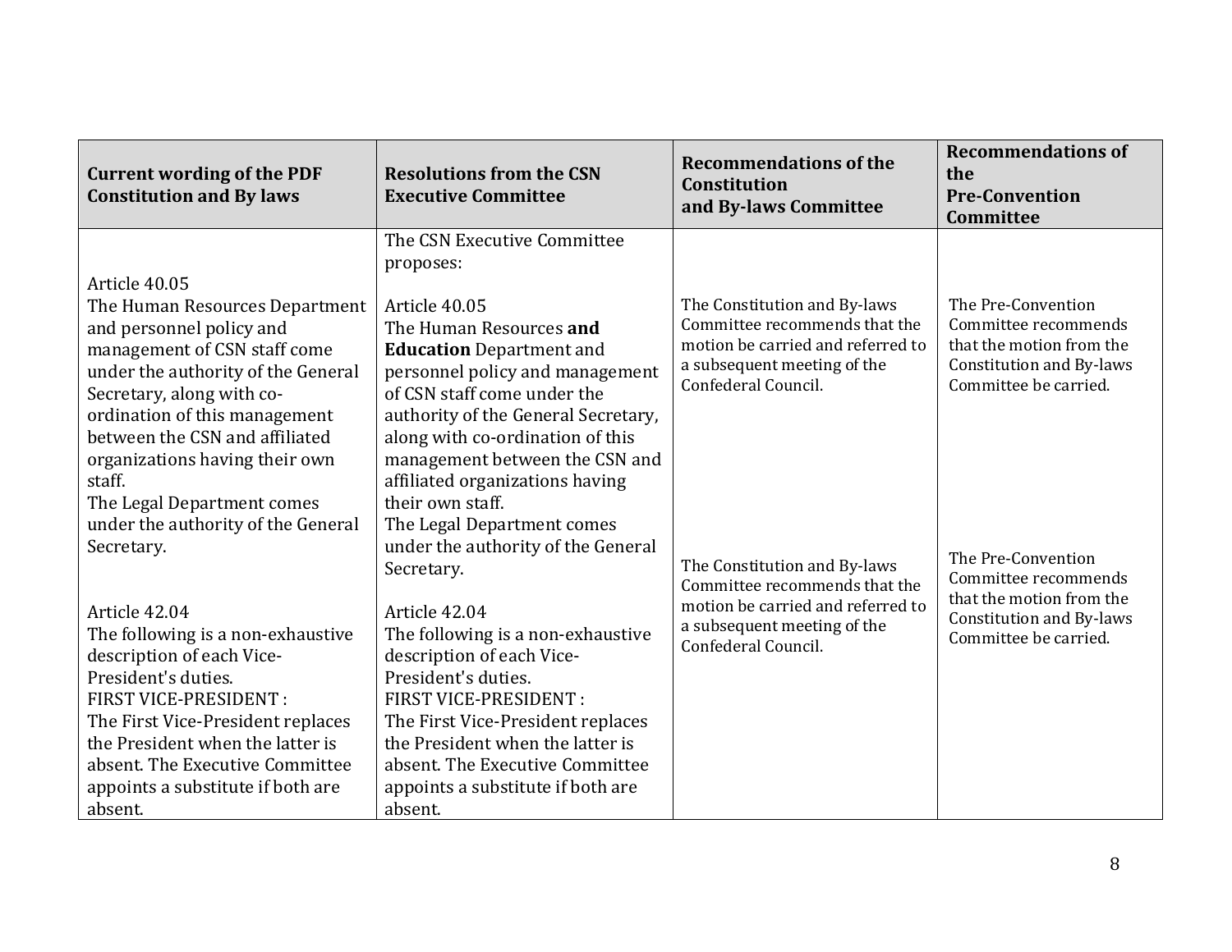| Current wording of the PDF Constitution and By laws | Resolutions from the CSN Executive Committee | Recommendations of the Constitution and By-laws Committee | Recommendations of the Pre-Convention Committee |
|---|---|---|---|
| Article 40.05<br>The Human Resources Department and personnel policy and management of CSN staff come under the authority of the General Secretary, along with co-ordination of this management between the CSN and affiliated organizations having their own staff.<br>The Legal Department comes under the authority of the General Secretary. | The CSN Executive Committee proposes:<br><br>Article 40.05<br>The Human Resources **and Education** Department and personnel policy and management of CSN staff come under the authority of the General Secretary, along with co-ordination of this management between the CSN and affiliated organizations having their own staff.<br>The Legal Department comes under the authority of the General Secretary. | The Constitution and By-laws Committee recommends that the motion be carried and referred to a subsequent meeting of the Confederal Council. | The Pre-Convention Committee recommends that the motion from the Constitution and By-laws Committee be carried. |
| Article 42.04<br>The following is a non-exhaustive description of each Vice-President's duties.<br>FIRST VICE-PRESIDENT :<br>The First Vice-President replaces the President when the latter is absent. The Executive Committee appoints a substitute if both are absent. | Article 42.04<br>The following is a non-exhaustive description of each Vice-President's duties.<br>FIRST VICE-PRESIDENT :<br>The First Vice-President replaces the President when the latter is absent. The Executive Committee appoints a substitute if both are absent. | The Constitution and By-laws Committee recommends that the motion be carried and referred to a subsequent meeting of the Confederal Council. | The Pre-Convention Committee recommends that the motion from the Constitution and By-laws Committee be carried. |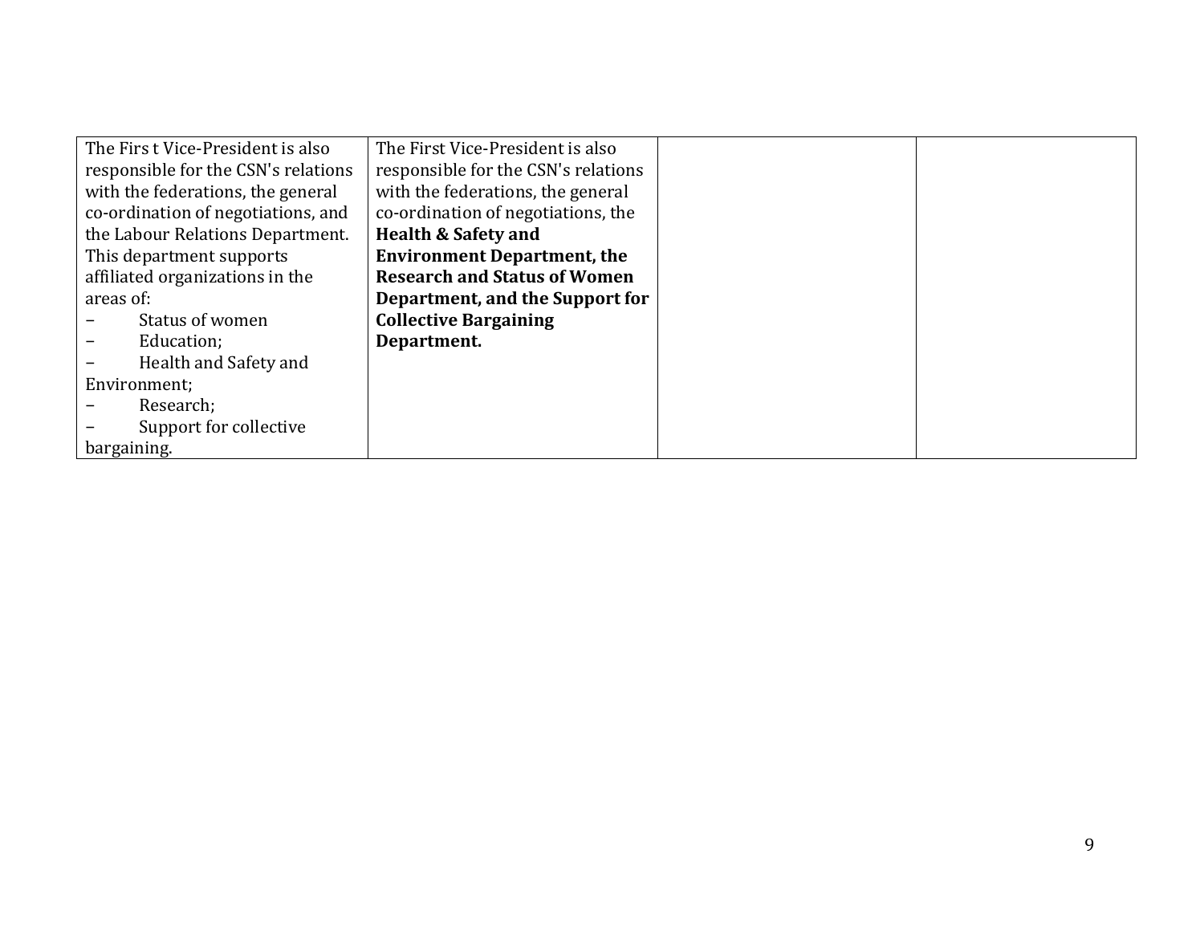| | | | |
|---|---|---|---|
| The Firs t Vice-President is also responsible for the CSN's relations with the federations, the general co-ordination of negotiations, and the Labour Relations Department. This department supports affiliated organizations in the areas of:<br>− Status of women<br>− Education;<br>− Health and Safety and Environment;<br>− Research;<br>− Support for collective bargaining. | The First Vice-President is also responsible for the CSN's relations with the federations, the general co-ordination of negotiations, the **Health & Safety and Environment Department, the Research and Status of Women Department, and the Support for Collective Bargaining Department.** | | |